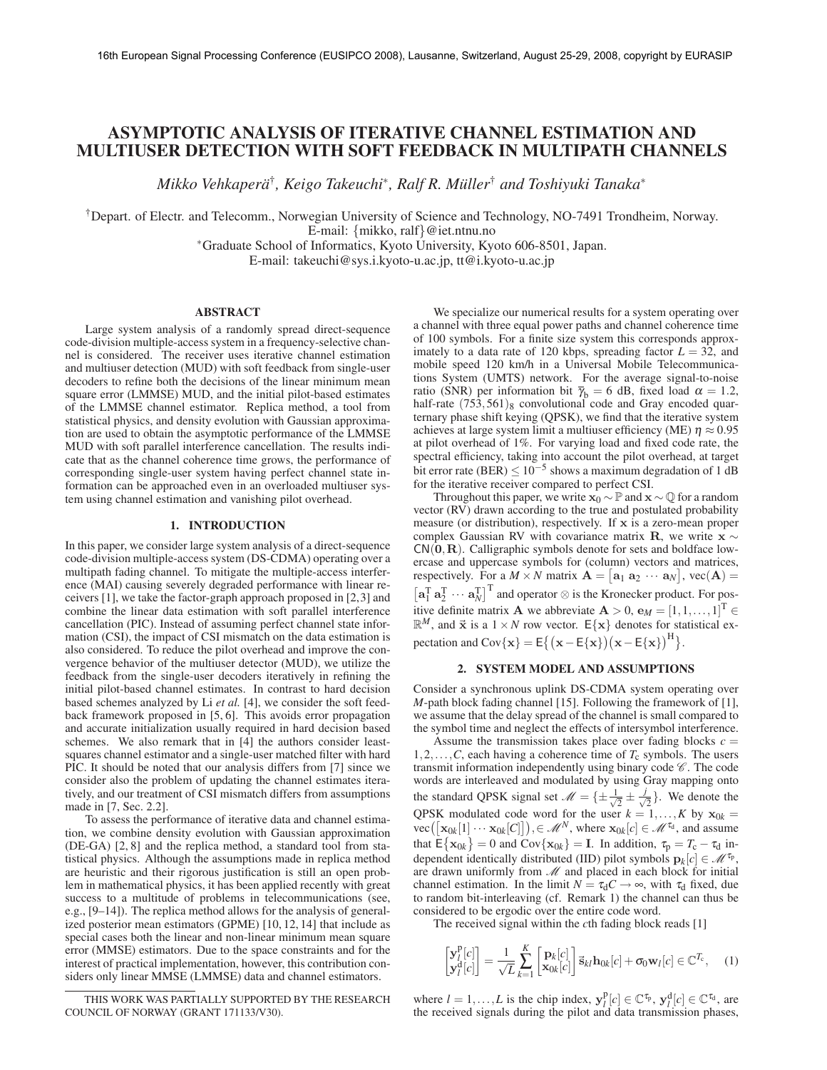# ASYMPTOTIC ANALYSIS OF ITERATIVE CHANNEL ESTIMATION AND MULTIUSER DETECTION WITH SOFT FEEDBACK IN MULTIPATH CHANNELS

*Mikko Vehkaperä*[†], *Keigo Takeuchi*[*], *Ralf R. Müller*[†] *and Toshiyuki Tanaka*[*]

[†]Depart. of Electr. and Telecomm., Norwegian University of Science and Technology, NO-7491 Trondheim, Norway.
E-mail: {mikko, ralf}@iet.ntnu.no

[*]Graduate School of Informatics, Kyoto University, Kyoto 606-8501, Japan.
E-mail: takeuchi@sys.i.kyoto-u.ac.jp, tt@i.kyoto-u.ac.jp

## ABSTRACT

Large system analysis of a randomly spread direct-sequence code-division multiple-access system in a frequency-selective channel is considered. The receiver uses iterative channel estimation and multiuser detection (MUD) with soft feedback from single-user decoders to refine both the decisions of the linear minimum mean square error (LMMSE) MUD, and the initial pilot-based estimates of the LMMSE channel estimator. Replica method, a tool from statistical physics, and density evolution with Gaussian approximation are used to obtain the asymptotic performance of the LMMSE MUD with soft parallel interference cancellation. The results indicate that as the channel coherence time grows, the performance of corresponding single-user system having perfect channel state information can be approached even in an overloaded multiuser system using channel estimation and vanishing pilot overhead.

## 1. INTRODUCTION

In this paper, we consider large system analysis of a direct-sequence code-division multiple-access system (DS-CDMA) operating over a multipath fading channel. To mitigate the multiple-access interference (MAI) causing severely degraded performance with linear receivers [1], we take the factor-graph approach proposed in [2,3] and combine the linear data estimation with soft parallel interference cancellation (PIC). Instead of assuming perfect channel state information (CSI), the impact of CSI mismatch on the data estimation is also considered. To reduce the pilot overhead and improve the convergence behavior of the multiuser detector (MUD), we utilize the feedback from the single-user decoders iteratively in refining the initial pilot-based channel estimates. In contrast to hard decision based schemes analyzed by Li *et al.* [4], we consider the soft feedback framework proposed in [5,6]. This avoids error propagation and accurate initialization usually required in hard decision based schemes. We also remark that in [4] the authors consider least-squares channel estimator and a single-user matched filter with hard PIC. It should be noted that our analysis differs from [7] since we consider also the problem of updating the channel estimates iteratively, and our treatment of CSI mismatch differs from assumptions made in [7, Sec. 2.2].

To assess the performance of iterative data and channel estimation, we combine density evolution with Gaussian approximation (DE-GA) [2,8] and the replica method, a standard tool from statistical physics. Although the assumptions made in replica method are heuristic and their rigorous justification is still an open problem in mathematical physics, it has been applied recently with great success to a multitude of problems in telecommunications (see, e.g., [9–14]). The replica method allows for the analysis of generalized posterior mean estimators (GPME) [10,12,14] that include as special cases both the linear and non-linear minimum mean square error (MMSE) estimators. Due to the space constraints and for the interest of practical implementation, however, this contribution considers only linear MMSE (LMMSE) data and channel estimators.

THIS WORK WAS PARTIALLY SUPPORTED BY THE RESEARCH COUNCIL OF NORWAY (GRANT 171133/V30).

We specialize our numerical results for a system operating over a channel with three equal power paths and channel coherence time of 100 symbols. For a finite size system this corresponds approximately to a data rate of 120 kbps, spreading factor $L = 32$, and mobile speed 120 km/h in a Universal Mobile Telecommunications System (UMTS) network. For the average signal-to-noise ratio (SNR) per information bit $\overline{\gamma}_{\mathrm{b}} = 6$ dB, fixed load $\alpha = 1.2$, half-rate $(753,561)_8$ convolutional code and Gray encoded quarternary phase shift keying (QPSK), we find that the iterative system achieves at large system limit a multiuser efficiency (ME) $\eta \approx 0.95$ at pilot overhead of 1%. For varying load and fixed code rate, the spectral efficiency, taking into account the pilot overhead, at target bit error rate (BER) $\leq 10^{-5}$ shows a maximum degradation of 1 dB for the iterative receiver compared to perfect CSI.

Throughout this paper, we write $\mathbf{x}_0 \sim \mathbb{P}$ and $\mathbf{x} \sim \mathbb{Q}$ for a random vector (RV) drawn according to the true and postulated probability measure (or distribution), respectively. If $\mathbf{x}$ is a zero-mean proper complex Gaussian RV with covariance matrix $\mathbf{R}$, we write $\mathbf{x} \sim \mathsf{CN}(\mathbf{0},\mathbf{R})$. Calligraphic symbols denote for sets and boldface lowercase and uppercase symbols for (column) vectors and matrices, respectively. For a $M \times N$ matrix $\mathbf{A} = \begin{bmatrix}\mathbf{a}_1 \; \mathbf{a}_2 \; \cdots \; \mathbf{a}_N\end{bmatrix}$, $\mathrm{vec}(\mathbf{A}) = \begin{bmatrix}\mathbf{a}_1^{\mathrm{T}} \; \mathbf{a}_2^{\mathrm{T}} \; \cdots \; \mathbf{a}_N^{\mathrm{T}}\end{bmatrix}^{\mathrm{T}}$ and operator $\otimes$ is the Kronecker product. For positive definite matrix $\mathbf{A}$ we abbreviate $\mathbf{A} > 0$, $\mathbf{e}_M = [1,1,\ldots,1]^{\mathrm{T}} \in \mathbb{R}^M$, and $\vec{\mathbf{x}}$ is a $1 \times N$ row vector. $\mathsf{E}\{\mathbf{x}\}$ denotes for statistical expectation and $\mathrm{Cov}\{\mathbf{x}\} = \mathsf{E}\{(\mathbf{x}-\mathsf{E}\{\mathbf{x}\})(\mathbf{x}-\mathsf{E}\{\mathbf{x}\})^{\mathrm{H}}\}$.

## 2. SYSTEM MODEL AND ASSUMPTIONS

Consider a synchronous uplink DS-CDMA system operating over $M$-path block fading channel [15]. Following the framework of [1], we assume that the delay spread of the channel is small compared to the symbol time and neglect the effects of intersymbol interference.

Assume the transmission takes place over fading blocks $c = 1,2,\ldots,C$, each having a coherence time of $T_{\mathrm{c}}$ symbols. The users transmit information independently using binary code $\mathscr{C}$. The code words are interleaved and modulated by using Gray mapping onto the standard QPSK signal set $\mathscr{M} = \{\pm\frac{1}{\sqrt{2}} \pm \frac{j}{\sqrt{2}}\}$. We denote the QPSK modulated code word for the user $k = 1,\ldots,K$ by $\mathbf{x}_{0k} = \mathrm{vec}\big(\big[\mathbf{x}_{0k}[1] \cdots \mathbf{x}_{0k}[C]\big]\big), \in \mathscr{M}^N$, where $\mathbf{x}_{0k}[c] \in \mathscr{M}^{\tau_{\mathrm{d}}}$, and assume that $\mathsf{E}\{\mathbf{x}_{0k}\} = 0$ and $\mathrm{Cov}\{\mathbf{x}_{0k}\} = \mathbf{I}$. In addition, $\tau_{\mathrm{p}} = T_{\mathrm{c}} - \tau_{\mathrm{d}}$ independent identically distributed (IID) pilot symbols $\mathbf{p}_k[c] \in \mathscr{M}^{\tau_{\mathrm{p}}}$, are drawn uniformly from $\mathscr{M}$ and placed in each block for initial channel estimation. In the limit $N = \tau_{\mathrm{d}} C \to \infty$, with $\tau_{\mathrm{d}}$ fixed, due to random bit-interleaving (cf. Remark 1) the channel can thus be considered to be ergodic over the entire code word.

The received signal within the $c$th fading block reads [1]

$$\begin{bmatrix}\mathbf{y}_l^{\mathrm{p}}[c] \\ \mathbf{y}_l^{\mathrm{d}}[c]\end{bmatrix} = \frac{1}{\sqrt{L}} \sum_{k=1}^{K} \begin{bmatrix}\mathbf{p}_k[c] \\ \mathbf{x}_{0k}[c]\end{bmatrix} \vec{\mathbf{s}}_{kl} \mathbf{h}_{0k}[c] + \sigma_0 \mathbf{w}_l[c] \in \mathbb{C}^{T_{\mathrm{c}}}, \quad (1)$$

where $l = 1,\ldots,L$ is the chip index, $\mathbf{y}_l^{\mathrm{p}}[c] \in \mathbb{C}^{\tau_{\mathrm{p}}}$, $\mathbf{y}_l^{\mathrm{d}}[c] \in \mathbb{C}^{\tau_{\mathrm{d}}}$, are the received signals during the pilot and data transmission phases,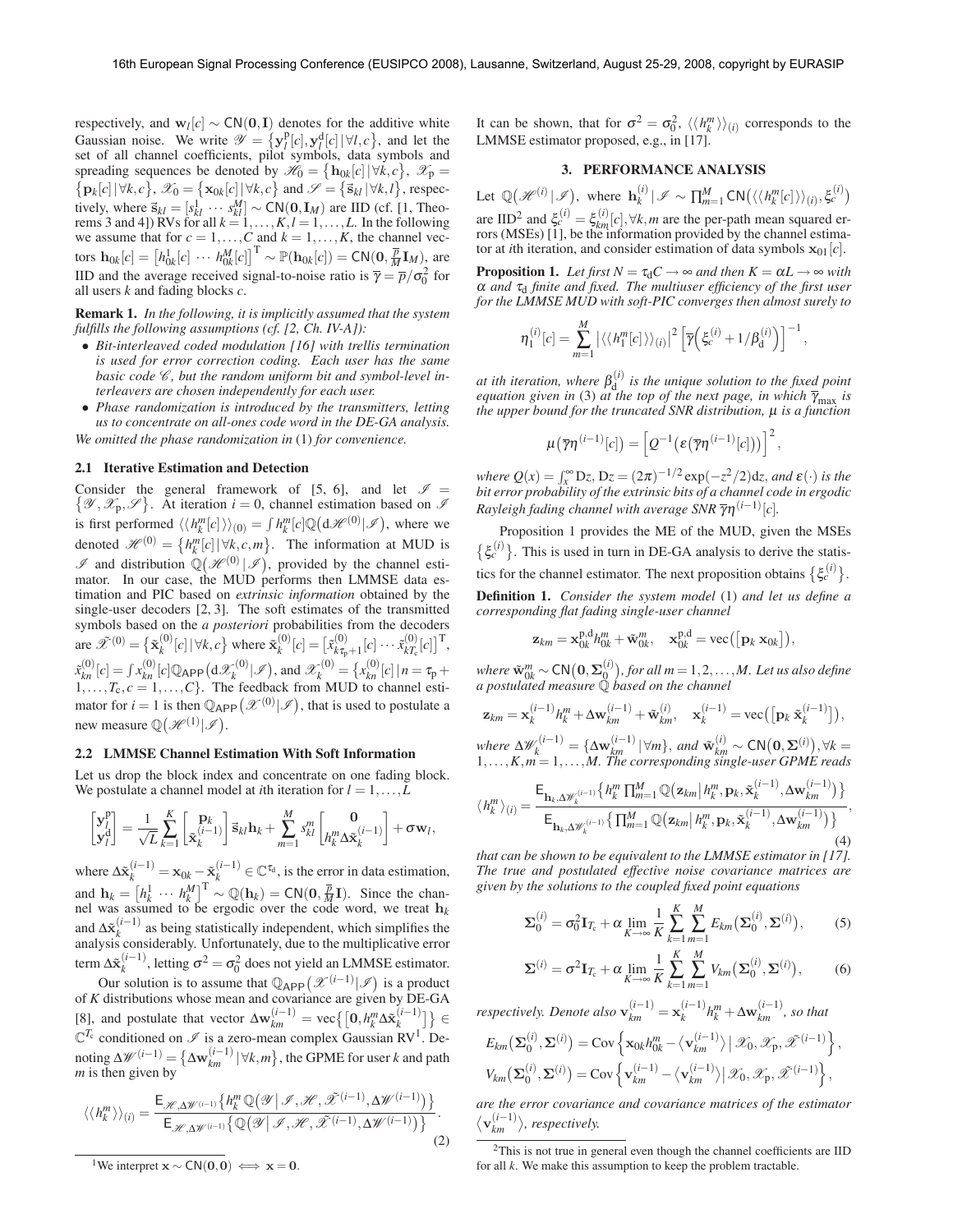respectively, and $\mathbf{w}_l[c] \sim \mathsf{CN}(\mathbf{0},\mathbf{I})$ denotes for the additive white Gaussian noise. We write $\mathscr{Y} = \{\mathbf{y}_l^{\mathrm{p}}[c], \mathbf{y}_l^{\mathrm{d}}[c] \,|\, \forall l, c\}$, and let the set of all channel coefficients, pilot symbols, data symbols and spreading sequences be denoted by $\mathscr{H}_0 = \{\mathbf{h}_{0k}[c] \,|\, \forall k, c\}$, $\mathscr{X}_{\mathrm{p}} = \{\mathbf{p}_k[c] \,|\, \forall k, c\}$, $\mathscr{X}_0 = \{\mathbf{x}_{0k}[c] \,|\, \forall k, c\}$ and $\mathscr{S} = \{\vec{\mathbf{s}}_{kl} \,|\, \forall k, l\}$, respectively, where $\vec{\mathbf{s}}_{kl} = [s_{kl}^1 \cdots s_{kl}^M] \sim \mathsf{CN}(\mathbf{0},\mathbf{I}_M)$ are IID (cf. [1, Theorems 3 and 4]) RVs for all $k = 1,\ldots,K, l = 1,\ldots,L$. In the following we assume that for $c = 1,\ldots,C$ and $k = 1,\ldots,K$, the channel vectors $\mathbf{h}_{0k}[c] = \begin{bmatrix} h_{0k}^1[c] & \cdots & h_{0k}^M[c] \end{bmatrix}^{\mathsf{T}} \sim \mathbb{P}(\mathbf{h}_{0k}[c]) = \mathsf{CN}(\mathbf{0}, \frac{\overline{p}}{M}\mathbf{I}_M)$, are IID and the average received signal-to-noise ratio is $\overline{\gamma} = \overline{p}/\sigma_0^2$ for all users $k$ and fading blocks $c$.

**Remark 1.** *In the following, it is implicitly assumed that the system fulfills the following assumptions (cf. [2, Ch. IV-A]):*

- *Bit-interleaved coded modulation [16] with trellis termination is used for error correction coding. Each user has the same basic code $\mathscr{C}$, but the random uniform bit and symbol-level interleavers are chosen independently for each user.*
- *Phase randomization is introduced by the transmitters, letting us to concentrate on all-ones code word in the DE-GA analysis.*

*We omitted the phase randomization in* (1) *for convenience.*

### 2.1 Iterative Estimation and Detection

Consider the general framework of [5, 6], and let $\mathscr{I} = \{\mathscr{Y}, \mathscr{X}_{\mathrm{p}}, \mathscr{S}\}$. At iteration $i = 0$, channel estimation based on $\mathscr{I}$ is first performed $\langle\langle h_k^m[c] \rangle\rangle_{(0)} = \int h_k^m[c] \mathbb{Q}(\mathrm{d}\mathscr{H}^{(0)} | \mathscr{I})$, where we denoted $\mathscr{H}^{(0)} = \{h_k^m[c] \,|\, \forall k, c, m\}$. The information at MUD is $\mathscr{I}$ and distribution $\mathbb{Q}(\mathscr{H}^{(0)} | \mathscr{I})$, provided by the channel estimator. In our case, the MUD performs then LMMSE data estimation and PIC based on *extrinsic information* obtained by the single-user decoders [2, 3]. The soft estimates of the transmitted symbols based on the *a posteriori* probabilities from the decoders are $\tilde{\mathscr{X}}^{(0)} = \{\tilde{\mathbf{x}}_k^{(0)}[c] \,|\, \forall k, c\}$ where $\tilde{\mathbf{x}}_k^{(0)}[c] = [\tilde{x}_{k\tau_{\mathrm{p}}+1}^{(0)}[c] \cdots \tilde{x}_{kT_{\mathrm{c}}}^{(0)}[c]]^{\mathsf{T}}$, $\tilde{x}_{kn}^{(0)}[c] = \int x_{kn}^{(0)}[c] \mathbb{Q}_{\mathsf{APP}}(\mathrm{d}\mathscr{X}_k^{(0)} | \mathscr{I})$, and $\mathscr{X}_k^{(0)} = \{x_{kn}^{(0)}[c] \,|\, n = \tau_{\mathrm{p}} + 1,\ldots,T_{\mathrm{c}}, c = 1,\ldots,C\}$. The feedback from MUD to channel estimator for $i = 1$ is then $\mathbb{Q}_{\mathsf{APP}}(\mathscr{X}^{(0)} | \mathscr{I})$, that is used to postulate a new measure $\mathbb{Q}(\mathscr{H}^{(1)} | \mathscr{I})$.

### 2.2 LMMSE Channel Estimation With Soft Information

Let us drop the block index and concentrate on one fading block. We postulate a channel model at $i$th iteration for $l = 1,\ldots,L$

$$\begin{bmatrix} \mathbf{y}_l^{\mathrm{p}} \\ \mathbf{y}_l^{\mathrm{d}} \end{bmatrix} = \frac{1}{\sqrt{L}} \sum_{k=1}^{K} \begin{bmatrix} \mathbf{p}_k \\ \tilde{\mathbf{x}}_k^{(i-1)} \end{bmatrix} \vec{\mathbf{s}}_{kl} \mathbf{h}_k + \sum_{m=1}^{M} s_{kl}^m \begin{bmatrix} \mathbf{0} \\ h_k^m \Delta\tilde{\mathbf{x}}_k^{(i-1)} \end{bmatrix} + \sigma \mathbf{w}_l,$$

where $\Delta\tilde{\mathbf{x}}_k^{(i-1)} = \mathbf{x}_{0k} - \tilde{\mathbf{x}}_k^{(i-1)} \in \mathbb{C}^{\tau_{\mathrm{d}}}$, is the error in data estimation, and $\mathbf{h}_k = \begin{bmatrix} h_k^1 & \cdots & h_k^M \end{bmatrix}^{\mathsf{T}} \sim \mathbb{Q}(\mathbf{h}_k) = \mathsf{CN}(\mathbf{0}, \frac{\overline{p}}{M}\mathbf{I})$. Since the channel was assumed to be ergodic over the code word, we treat $\mathbf{h}_k$ and $\Delta\tilde{\mathbf{x}}_k^{(i-1)}$ as being statistically independent, which simplifies the analysis considerably. Unfortunately, due to the multiplicative error term $\Delta\tilde{\mathbf{x}}_k^{(i-1)}$, letting $\sigma^2 = \sigma_0^2$ does not yield an LMMSE estimator.

Our solution is to assume that $\mathbb{Q}_{\mathsf{APP}}(\mathscr{X}^{(i-1)} | \mathscr{I})$ is a product of $K$ distributions whose mean and covariance are given by DE-GA [8], and postulate that vector $\Delta\mathbf{w}_{km}^{(i-1)} = \mathrm{vec}\{[\mathbf{0}, h_k^m \Delta\tilde{\mathbf{x}}_k^{(i-1)}]\} \in \mathbb{C}^{T_{\mathrm{c}}}$ conditioned on $\mathscr{I}$ is a zero-mean complex Gaussian RV[1]. Denoting $\Delta\mathscr{W}^{(i-1)} = \{\Delta\mathbf{w}_{km}^{(i-1)} \,|\, \forall k, m\}$, the GPME for user $k$ and path $m$ is then given by

$$\langle\langle h_k^m \rangle\rangle_{(i)} = \frac{\mathsf{E}_{\mathscr{H}, \Delta\mathscr{W}^{(i-1)}} \big\{ h_k^m \mathbb{Q}\big(\mathscr{Y} \,\big|\, \mathscr{I}, \mathscr{H}, \tilde{\mathscr{X}}^{(i-1)}, \Delta\mathscr{W}^{(i-1)}\big) \big\}}{\mathsf{E}_{\mathscr{H}, \Delta\mathscr{W}^{(i-1)}} \big\{ \mathbb{Q}\big(\mathscr{Y} \,\big|\, \mathscr{I}, \mathscr{H}, \tilde{\mathscr{X}}^{(i-1)}, \Delta\mathscr{W}^{(i-1)}\big) \big\}}. \tag{2}$$

[1] We interpret $\mathbf{x} \sim \mathsf{CN}(\mathbf{0},\mathbf{0}) \iff \mathbf{x} = \mathbf{0}$.

It can be shown, that for $\sigma^2 = \sigma_0^2$, $\langle\langle h_k^m \rangle\rangle_{(i)}$ corresponds to the LMMSE estimator proposed, e.g., in [17].

## 3. PERFORMANCE ANALYSIS

Let $\mathbb{Q}(\mathscr{H}^{(i)} | \mathscr{I})$, where $\mathbf{h}_k^{(i)} | \mathscr{I} \sim \prod_{m=1}^{M} \mathsf{CN}\big(\langle\langle h_k^m[c] \rangle\rangle_{(i)}, \xi_c^{(i)}\big)$ are IID[2] and $\xi_c^{(i)} = \xi_{km}^{(i)}[c], \forall k, m$ are the per-path mean squared errors (MSEs) [1], be the information provided by the channel estimator at $i$th iteration, and consider estimation of data symbols $\mathbf{x}_{01}[c]$.

**Proposition 1.** *Let first $N = \tau_{\mathrm{d}} C \to \infty$ and then $K = \alpha L \to \infty$ with $\alpha$ and $\tau_{\mathrm{d}}$ finite and fixed. The multiuser efficiency of the first user for the LMMSE MUD with soft-PIC converges then almost surely to*

$$\eta_1^{(i)}[c] = \sum_{m=1}^{M} \big| \langle\langle h_1^m[c] \rangle\rangle_{(i)} \big|^2 \Big[ \overline{\gamma} \Big( \xi_c^{(i)} + 1/\beta_{\mathrm{d}}^{(i)} \Big) \Big]^{-1},$$

*at $i$th iteration, where $\beta_{\mathrm{d}}^{(i)}$ is the unique solution to the fixed point equation given in* (3) *at the top of the next page, in which $\overline{\gamma}_{\max}$ is the upper bound for the truncated SNR distribution, $\mu$ is a function*

$$\mu\big(\overline{\gamma}\eta^{(i-1)}[c]\big) = \Big[ Q^{-1}\big(\varepsilon(\overline{\gamma}\eta^{(i-1)}[c])\big) \Big]^2,$$

*where $Q(x) = \int_x^\infty \mathrm{D}z$, $\mathrm{D}z = (2\pi)^{-1/2} \exp(-z^2/2)\mathrm{d}z$, and $\varepsilon(\cdot)$ is the bit error probability of the extrinsic bits of a channel code in ergodic Rayleigh fading channel with average SNR $\overline{\gamma}\eta^{(i-1)}[c]$.*

Proposition 1 provides the ME of the MUD, given the MSEs $\{\xi_c^{(i)}\}$. This is used in turn in DE-GA analysis to derive the statistics for the channel estimator. The next proposition obtains $\{\xi_c^{(i)}\}$.

**Definition 1.** *Consider the system model* (1) *and let us define a corresponding flat fading single-user channel*

$$\mathbf{z}_{km} = \mathbf{x}_{0k}^{\mathrm{p,d}} h_{0k}^m + \tilde{\mathbf{w}}_{0k}^m, \quad \mathbf{x}_{0k}^{\mathrm{p,d}} = \mathrm{vec}\big([\mathbf{p}_k \; \mathbf{x}_{0k}]\big),$$

*where $\tilde{\mathbf{w}}_{0k}^m \sim \mathsf{CN}\big(\mathbf{0}, \mathbf{\Sigma}_0^{(i)}\big)$, for all $m = 1,2,\ldots,M$. Let us also define a postulated measure $\mathbb{Q}$ based on the channel*

$$\mathbf{z}_{km} = \mathbf{x}_k^{(i-1)} h_k^m + \Delta\mathbf{w}_{km}^{(i-1)} + \tilde{\mathbf{w}}_{km}^{(i)}, \quad \mathbf{x}_k^{(i-1)} = \mathrm{vec}\big([\mathbf{p}_k \; \tilde{\mathbf{x}}_k^{(i-1)}]\big),$$

*where $\Delta\mathscr{W}_k^{(i-1)} = \{\Delta\mathbf{w}_{km}^{(i-1)} \,|\, \forall m\}$, and $\tilde{\mathbf{w}}_{km}^{(i)} \sim \mathsf{CN}\big(\mathbf{0}, \mathbf{\Sigma}^{(i)}\big), \forall k = 1,\ldots,K, m = 1,\ldots,M$. The corresponding single-user GPME reads*

$$\langle h_k^m \rangle_{(i)} = \frac{\mathsf{E}_{\mathbf{h}_k, \Delta\mathscr{W}_k^{(i-1)}} \big\{ h_k^m \prod_{m=1}^{M} \mathbb{Q}\big(\mathbf{z}_{km} \,\big|\, h_k^m, \mathbf{p}_k, \tilde{\mathbf{x}}_k^{(i-1)}, \Delta\mathbf{w}_{km}^{(i-1)}\big) \big\}}{\mathsf{E}_{\mathbf{h}_k, \Delta\mathscr{W}_k^{(i-1)}} \big\{ \prod_{m=1}^{M} \mathbb{Q}\big(\mathbf{z}_{km} \,\big|\, h_k^m, \mathbf{p}_k, \tilde{\mathbf{x}}_k^{(i-1)}, \Delta\mathbf{w}_{km}^{(i-1)}\big) \big\}}, \tag{4}$$

*that can be shown to be equivalent to the LMMSE estimator in [17]. The true and postulated effective noise covariance matrices are given by the solutions to the coupled fixed point equations*

$$\mathbf{\Sigma}_0^{(i)} = \sigma_0^2 \mathbf{I}_{T_{\mathrm{c}}} + \alpha \lim_{K\to\infty} \frac{1}{K} \sum_{k=1}^{K} \sum_{m=1}^{M} E_{km}\big(\mathbf{\Sigma}_0^{(i)}, \mathbf{\Sigma}^{(i)}\big), \tag{5}$$

$$\mathbf{\Sigma}^{(i)} = \sigma^2 \mathbf{I}_{T_{\mathrm{c}}} + \alpha \lim_{K\to\infty} \frac{1}{K} \sum_{k=1}^{K} \sum_{m=1}^{M} V_{km}\big(\mathbf{\Sigma}_0^{(i)}, \mathbf{\Sigma}^{(i)}\big), \tag{6}$$

*respectively. Denote also $\mathbf{v}_{km}^{(i-1)} = \mathbf{x}_k^{(i-1)} h_k^m + \Delta\mathbf{w}_{km}^{(i-1)}$, so that*

$$E_{km}\big(\mathbf{\Sigma}_0^{(i)}, \mathbf{\Sigma}^{(i)}\big) = \mathrm{Cov}\Big\{ \mathbf{x}_{0k} h_{0k}^m - \big\langle \mathbf{v}_{km}^{(i-1)} \big\rangle \,\big|\, \mathscr{X}_0, \mathscr{X}_{\mathrm{p}}, \tilde{\mathscr{X}}^{(i-1)} \Big\},$$

$$V_{km}\big(\mathbf{\Sigma}_0^{(i)}, \mathbf{\Sigma}^{(i)}\big) = \mathrm{Cov}\Big\{ \mathbf{v}_{km}^{(i-1)} - \big\langle \mathbf{v}_{km}^{(i-1)} \big\rangle \,\big|\, \mathscr{X}_0, \mathscr{X}_{\mathrm{p}}, \tilde{\mathscr{X}}^{(i-1)} \Big\},$$

*are the error covariance and covariance matrices of the estimator $\big\langle \mathbf{v}_{km}^{(i-1)} \big\rangle$, respectively.*

[2] This is not true in general even though the channel coefficients are IID for all $k$. We make this assumption to keep the problem tractable.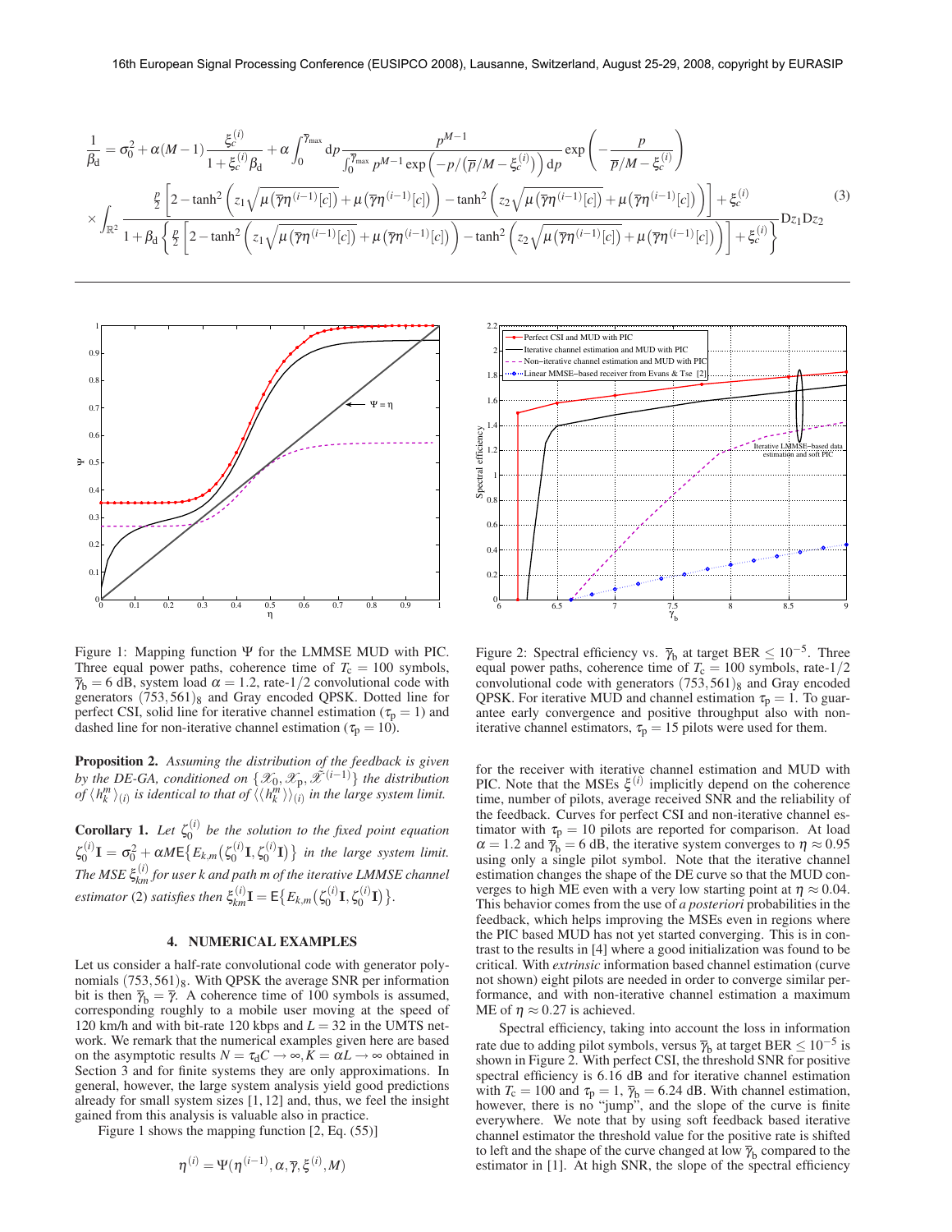$$
\frac{1}{\beta_{\mathrm{d}}} = \sigma_0^2 + \alpha(M-1)\frac{\xi_c^{(i)}}{1+\xi_c^{(i)}\beta_{\mathrm{d}}} + \alpha\int_0^{\overline{\gamma}_{\max}} \mathrm{d}p \frac{p^{M-1}}{\int_0^{\overline{\gamma}_{\max}} p^{M-1}\exp\left(-p/\left(\overline{p}/M-\xi_c^{(i)}\right)\right)\mathrm{d}p}\exp\left(-\frac{p}{\overline{p}/M-\xi_c^{(i)}}\right)
$$

$$
\times\int_{\mathbb{R}^2}\frac{\frac{p}{2}\left[2-\tanh^2\left(z_1\sqrt{\mu\left(\overline{\gamma}\eta^{(i-1)}[c]\right)}+\mu\left(\overline{\gamma}\eta^{(i-1)}[c]\right)\right)-\tanh^2\left(z_2\sqrt{\mu\left(\overline{\gamma}\eta^{(i-1)}[c]\right)}+\mu\left(\overline{\gamma}\eta^{(i-1)}[c]\right)\right)\right]+\xi_c^{(i)}}{1+\beta_{\mathrm{d}}\left\{\frac{p}{2}\left[2-\tanh^2\left(z_1\sqrt{\mu\left(\overline{\gamma}\eta^{(i-1)}[c]\right)}+\mu\left(\overline{\gamma}\eta^{(i-1)}[c]\right)\right)-\tanh^2\left(z_2\sqrt{\mu\left(\overline{\gamma}\eta^{(i-1)}[c]\right)}+\mu\left(\overline{\gamma}\eta^{(i-1)}[c]\right)\right)\right]+\xi_c^{(i)}\right\}}\mathrm{D}z_1\mathrm{D}z_2 \quad (3)
$$

Figure 1: Mapping function $\Psi$ for the LMMSE MUD with PIC. Three equal power paths, coherence time of $T_c = 100$ symbols, $\overline{\gamma}_b = 6$ dB, system load $\alpha = 1.2$, rate-1/2 convolutional code with generators $(753, 561)_8$ and Gray encoded QPSK. Dotted line for perfect CSI, solid line for iterative channel estimation ($\tau_p = 1$) and dashed line for non-iterative channel estimation ($\tau_p = 10$).

Figure 2: Spectral efficiency vs. $\overline{\gamma}_b$ at target BER $\le 10^{-5}$. Three equal power paths, coherence time of $T_c = 100$ symbols, rate-1/2 convolutional code with generators $(753, 561)_8$ and Gray encoded QPSK. For iterative MUD and channel estimation $\tau_p = 1$. To guarantee early convergence and positive throughput also with non-iterative channel estimators, $\tau_p = 15$ pilots were used for them.

**Proposition 2.** *Assuming the distribution of the feedback is given by the DE-GA, conditioned on $\{\mathscr{X}_0, \mathscr{X}_p, \mathscr{X}^{(i-1)}\}$ the distribution of $\langle h_k^m \rangle_{(i)}$ is identical to that of $\langle\langle h_k^m \rangle\rangle_{(i)}$ in the large system limit.*

**Corollary 1.** *Let $\zeta_0^{(i)}$ be the solution to the fixed point equation $\zeta_0^{(i)}\mathbf{I} = \sigma_0^2 + \alpha M \mathsf{E}\{E_{k,m}(\zeta_0^{(i)}\mathbf{I}, \zeta_0^{(i)}\mathbf{I})\}$ in the large system limit. The MSE $\xi_{km}^{(i)}$ for user $k$ and path $m$ of the iterative LMMSE channel estimator* (2) *satisfies then $\xi_{km}^{(i)}\mathbf{I} = \mathsf{E}\{E_{k,m}(\zeta_0^{(i)}\mathbf{I}, \zeta_0^{(i)}\mathbf{I})\}$.*

## 4. NUMERICAL EXAMPLES

Let us consider a half-rate convolutional code with generator polynomials $(753, 561)_8$. With QPSK the average SNR per information bit is then $\overline{\gamma}_b = \overline{\gamma}$. A coherence time of 100 symbols is assumed, corresponding roughly to a mobile user moving at the speed of 120 km/h and with bit-rate 120 kbps and $L = 32$ in the UMTS network. We remark that the numerical examples given here are based on the asymptotic results $N = \tau_d C \to \infty, K = \alpha L \to \infty$ obtained in Section 3 and for finite systems they are only approximations. In general, however, the large system analysis yield good predictions already for small system sizes [1, 12] and, thus, we feel the insight gained from this analysis is valuable also in practice.

Figure 1 shows the mapping function [2, Eq. (55)]

$$
\eta^{(i)} = \Psi(\eta^{(i-1)}, \alpha, \overline{\gamma}, \xi^{(i)}, M)
$$

for the receiver with iterative channel estimation and MUD with PIC. Note that the MSEs $\xi^{(i)}$ implicitly depend on the coherence time, number of pilots, average received SNR and the reliability of the feedback. Curves for perfect CSI and non-iterative channel estimator with $\tau_p = 10$ pilots are reported for comparison. At load $\alpha = 1.2$ and $\overline{\gamma}_b = 6$ dB, the iterative system converges to $\eta \approx 0.95$ using only a single pilot symbol. Note that the iterative channel estimation changes the shape of the DE curve so that the MUD converges to high ME even with a very low starting point at $\eta \approx 0.04$. This behavior comes from the use of *a posteriori* probabilities in the feedback, which helps improving the MSEs even in regions where the PIC based MUD has not yet started converging. This is in contrast to the results in [4] where a good initialization was found to be critical. With *extrinsic* information based channel estimation (curve not shown) eight pilots are needed in order to converge similar performance, and with non-iterative channel estimation a maximum ME of $\eta \approx 0.27$ is achieved.

Spectral efficiency, taking into account the loss in information rate due to adding pilot symbols, versus $\overline{\gamma}_b$ at target BER $\le 10^{-5}$ is shown in Figure 2. With perfect CSI, the threshold SNR for positive spectral efficiency is 6.16 dB and for iterative channel estimation with $T_c = 100$ and $\tau_p = 1$, $\overline{\gamma}_b = 6.24$ dB. With channel estimation, however, there is no "jump", and the slope of the curve is finite everywhere. We note that by using soft feedback based iterative channel estimator the threshold value for the positive rate is shifted to left and the shape of the curve changed at low $\overline{\gamma}_b$ compared to the estimator in [1]. At high SNR, the slope of the spectral efficiency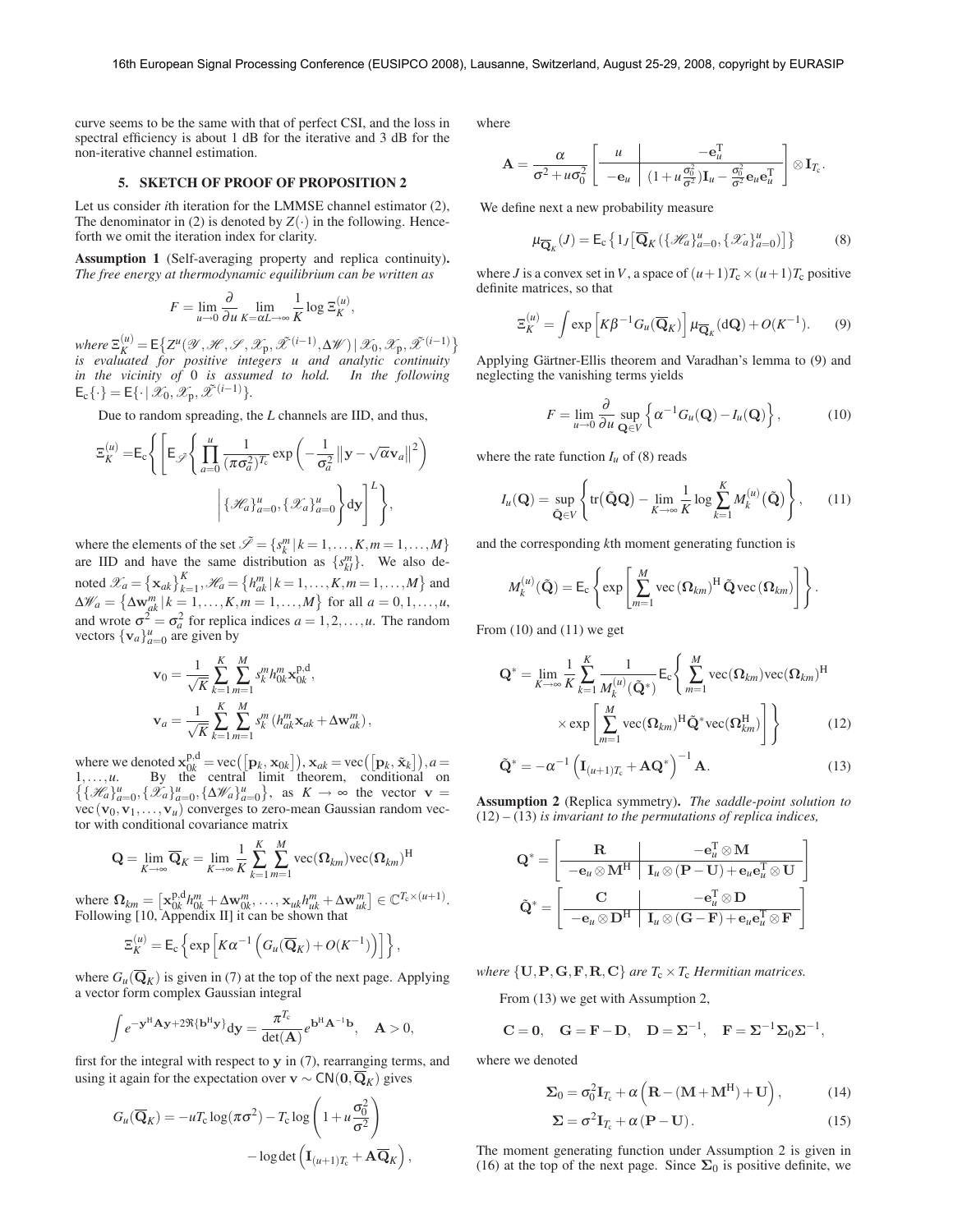curve seems to be the same with that of perfect CSI, and the loss in spectral efficiency is about 1 dB for the iterative and 3 dB for the non-iterative channel estimation.

## 5. SKETCH OF PROOF OF PROPOSITION 2

Let us consider $i$th iteration for the LMMSE channel estimator (2), The denominator in (2) is denoted by $Z(\cdot)$ in the following. Henceforth we omit the iteration index for clarity.

**Assumption 1** (Self-averaging property and replica continuity)**.** *The free energy at thermodynamic equilibrium can be written as*

$$F = \lim_{u\to 0}\frac{\partial}{\partial u}\lim_{K=\alpha L\to\infty}\frac{1}{K}\log \Xi_K^{(u)},$$

*where* $\Xi_K^{(u)} = \mathsf{E}\{Z^u(\mathscr{Y},\mathscr{H},\mathscr{S},\mathscr{X}_{\mathrm{p}},\tilde{\mathscr{X}}^{(i-1)},\Delta\mathscr{W})\mid \mathscr{X}_0,\mathscr{X}_{\mathrm{p}},\tilde{\mathscr{X}}^{(i-1)}\}$ *is evaluated for positive integers $u$ and analytic continuity in the vicinity of 0 is assumed to hold. In the following* $\mathsf{E}_{\mathrm{c}}\{\cdot\} = \mathsf{E}\{\cdot\mid \mathscr{X}_0,\mathscr{X}_{\mathrm{p}},\tilde{\mathscr{X}}^{(i-1)}\}$.

Due to random spreading, the $L$ channels are IID, and thus,

$$\Xi_K^{(u)} = \mathsf{E}_{\mathrm{c}}\left\{\left[\int \mathsf{E}_{\tilde{\mathscr{S}}}\left\{\prod_{a=0}^{u}\frac{1}{(\pi\sigma_a^2)^{T_{\mathrm{c}}}}\exp\left(-\frac{1}{\sigma_a^2}\left\|\mathbf{y}-\sqrt{\alpha}\mathbf{v}_a\right\|^2\right)\;\middle|\;\{\mathscr{H}_a\}_{a=0}^{u},\{\mathscr{X}_a\}_{a=0}^{u}\right\}d\mathbf{y}\right]^L\right\},$$

where the elements of the set $\tilde{\mathscr{S}} = \{s_k^m \mid k=1,\ldots,K, m=1,\ldots,M\}$ are IID and have the same distribution as $\{s_{kl}^m\}$. We also denoted $\mathscr{X}_a = \{\mathbf{x}_{ak}\}_{k=1}^K, \mathscr{H}_a = \{h_{ak}^m \mid k=1,\ldots,K,m=1,\ldots,M\}$ and $\Delta\mathscr{W}_a = \{\Delta\mathbf{w}_{ak}^m \mid k=1,\ldots,K,m=1,\ldots,M\}$ for all $a=0,1,\ldots,u$, and wrote $\sigma^2 = \sigma_a^2$ for replica indices $a=1,2,\ldots,u$. The random vectors $\{\mathbf{v}_a\}_{a=0}^u$ are given by

$$\mathbf{v}_0 = \frac{1}{\sqrt{K}}\sum_{k=1}^{K}\sum_{m=1}^{M} s_k^m h_{0k}^m \mathbf{x}_{0k}^{\mathrm{p,d}},$$

$$\mathbf{v}_a = \frac{1}{\sqrt{K}}\sum_{k=1}^{K}\sum_{m=1}^{M} s_k^m\left(h_{ak}^m\mathbf{x}_{ak} + \Delta\mathbf{w}_{ak}^m\right),$$

where we denoted $\mathbf{x}_{0k}^{\mathrm{p,d}} = \mathrm{vec}([\mathbf{p}_k,\mathbf{x}_{0k}]), \mathbf{x}_{ak} = \mathrm{vec}([\mathbf{p}_k,\tilde{\mathbf{x}}_k]), a=1,\ldots,u.$ By the central limit theorem, conditional on $\{\{\mathscr{H}_a\}_{a=0}^u,\{\mathscr{X}_a\}_{a=0}^u,\{\Delta\mathscr{W}_a\}_{a=0}^u\}$, as $K\to\infty$ the vector $\mathbf{v} = \mathrm{vec}(\mathbf{v}_0,\mathbf{v}_1,\ldots,\mathbf{v}_u)$ converges to zero-mean Gaussian random vector with conditional covariance matrix

$$\mathbf{Q} = \lim_{K\to\infty}\overline{\mathbf{Q}}_K = \lim_{K\to\infty}\frac{1}{K}\sum_{k=1}^{K}\sum_{m=1}^{M}\mathrm{vec}(\boldsymbol{\Omega}_{km})\mathrm{vec}(\boldsymbol{\Omega}_{km})^{\mathrm{H}}$$

where $\boldsymbol{\Omega}_{km} = [\mathbf{x}_{0k}^{\mathrm{p,d}}h_{0k}^m + \Delta\mathbf{w}_{0k}^m,\ldots,\mathbf{x}_{uk}h_{uk}^m + \Delta\mathbf{w}_{uk}^m] \in \mathbb{C}^{T_{\mathrm{c}}\times(u+1)}$. Following [10, Appendix II] it can be shown that

$$\Xi_K^{(u)} = \mathsf{E}_{\mathrm{c}}\left\{\exp\left[K\alpha^{-1}\left(G_u(\overline{\mathbf{Q}}_K) + O(K^{-1})\right)\right]\right\},$$

where $G_u(\overline{\mathbf{Q}}_K)$ is given in (7) at the top of the next page. Applying a vector form complex Gaussian integral

$$\int e^{-\mathbf{y}^{\mathrm{H}}\mathbf{A}\mathbf{y}+2\Re\{\mathbf{b}^{\mathrm{H}}\mathbf{y}\}}d\mathbf{y} = \frac{\pi^{T_{\mathrm{c}}}}{\det(\mathbf{A})}e^{\mathbf{b}^{\mathrm{H}}\mathbf{A}^{-1}\mathbf{b}},\quad \mathbf{A}>0,$$

first for the integral with respect to $\mathbf{y}$ in (7), rearranging terms, and using it again for the expectation over $\mathbf{v}\sim\mathsf{CN}(\mathbf{0},\overline{\mathbf{Q}}_K)$ gives

$$G_u(\overline{\mathbf{Q}}_K) = -uT_{\mathrm{c}}\log(\pi\sigma^2) - T_{\mathrm{c}}\log\left(1+u\frac{\sigma_0^2}{\sigma^2}\right) - \log\det\left(\mathbf{I}_{(u+1)T_{\mathrm{c}}} + \mathbf{A}\overline{\mathbf{Q}}_K\right),$$

where

$$\mathbf{A} = \frac{\alpha}{\sigma^2+u\sigma_0^2}\left[\begin{array}{c|c} u & -\mathbf{e}_u^{\mathrm{T}} \\ \hline -\mathbf{e}_u & (1+u\frac{\sigma_0^2}{\sigma^2})\mathbf{I}_u - \frac{\sigma_0^2}{\sigma^2}\mathbf{e}_u\mathbf{e}_u^{\mathrm{T}}\end{array}\right]\otimes\mathbf{I}_{T_{\mathrm{c}}}.$$

We define next a new probability measure

$$\mu_{\overline{\mathbf{Q}}_K}(J) = \mathsf{E}_{\mathrm{c}}\left\{1_J\left[\overline{\mathbf{Q}}_K(\{\mathscr{H}_a\}_{a=0}^u,\{\mathscr{X}_a\}_{a=0}^u)\right]\right\} \tag{8}$$

where $J$ is a convex set in $V$, a space of $(u+1)T_{\mathrm{c}}\times(u+1)T_{\mathrm{c}}$ positive definite matrices, so that

$$\Xi_K^{(u)} = \int \exp\left[K\beta^{-1}G_u(\overline{\mathbf{Q}}_K)\right]\mu_{\overline{\mathbf{Q}}_K}(d\mathbf{Q}) + O(K^{-1}). \tag{9}$$

Applying Gärtner-Ellis theorem and Varadhan's lemma to (9) and neglecting the vanishing terms yields

$$F = \lim_{u\to 0}\frac{\partial}{\partial u}\sup_{\mathbf{Q}\in V}\left\{\alpha^{-1}G_u(\mathbf{Q}) - I_u(\mathbf{Q})\right\}, \tag{10}$$

where the rate function $I_u$ of (8) reads

$$I_u(\mathbf{Q}) = \sup_{\tilde{\mathbf{Q}}\in V}\left\{\mathrm{tr}\big(\tilde{\mathbf{Q}}\mathbf{Q}\big) - \lim_{K\to\infty}\frac{1}{K}\log\sum_{k=1}^{K}M_k^{(u)}\big(\tilde{\mathbf{Q}}\big)\right\}, \tag{11}$$

and the corresponding $k$th moment generating function is

$$M_k^{(u)}(\tilde{\mathbf{Q}}) = \mathsf{E}_{\mathrm{c}}\left\{\exp\left[\sum_{m=1}^{M}\mathrm{vec}(\boldsymbol{\Omega}_{km})^{\mathrm{H}}\tilde{\mathbf{Q}}\,\mathrm{vec}(\boldsymbol{\Omega}_{km})\right]\right\}.$$

From (10) and (11) we get

$$\mathbf{Q}^* = \lim_{K\to\infty}\frac{1}{K}\sum_{k=1}^{K}\frac{1}{M_k^{(u)}(\tilde{\mathbf{Q}}^*)}\mathsf{E}_{\mathrm{c}}\left\{\sum_{m=1}^{M}\mathrm{vec}(\boldsymbol{\Omega}_{km})\mathrm{vec}(\boldsymbol{\Omega}_{km})^{\mathrm{H}}\times\exp\left[\sum_{m=1}^{M}\mathrm{vec}(\boldsymbol{\Omega}_{km})^{\mathrm{H}}\tilde{\mathbf{Q}}^*\mathrm{vec}(\boldsymbol{\Omega}_{km}^{\mathrm{H}})\right]\right\} \tag{12}$$

$$\tilde{\mathbf{Q}}^* = -\alpha^{-1}\left(\mathbf{I}_{(u+1)T_{\mathrm{c}}} + \mathbf{A}\mathbf{Q}^*\right)^{-1}\mathbf{A}. \tag{13}$$

**Assumption 2** (Replica symmetry)**.** *The saddle-point solution to (12) – (13) is invariant to the permutations of replica indices,*

$$\mathbf{Q}^* = \left[\begin{array}{c|c}\mathbf{R} & -\mathbf{e}_u^{\mathrm{T}}\otimes\mathbf{M} \\ \hline -\mathbf{e}_u\otimes\mathbf{M}^{\mathrm{H}} & \mathbf{I}_u\otimes(\mathbf{P}-\mathbf{U}) + \mathbf{e}_u\mathbf{e}_u^{\mathrm{T}}\otimes\mathbf{U}\end{array}\right]$$

$$\tilde{\mathbf{Q}}^* = \left[\begin{array}{c|c}\mathbf{C} & -\mathbf{e}_u^{\mathrm{T}}\otimes\mathbf{D} \\ \hline -\mathbf{e}_u\otimes\mathbf{D}^{\mathrm{H}} & \mathbf{I}_u\otimes(\mathbf{G}-\mathbf{F}) + \mathbf{e}_u\mathbf{e}_u^{\mathrm{T}}\otimes\mathbf{F}\end{array}\right]$$

*where* $\{\mathbf{U},\mathbf{P},\mathbf{G},\mathbf{F},\mathbf{R},\mathbf{C}\}$ *are* $T_{\mathrm{c}}\times T_{\mathrm{c}}$ *Hermitian matrices.*

From (13) we get with Assumption 2,

$$\mathbf{C} = \mathbf{0},\quad \mathbf{G} = \mathbf{F} - \mathbf{D},\quad \mathbf{D} = \boldsymbol{\Sigma}^{-1},\quad \mathbf{F} = \boldsymbol{\Sigma}^{-1}\boldsymbol{\Sigma}_0\boldsymbol{\Sigma}^{-1},$$

where we denoted

$$\boldsymbol{\Sigma}_0 = \sigma_0^2\mathbf{I}_{T_{\mathrm{c}}} + \alpha\left(\mathbf{R} - (\mathbf{M}+\mathbf{M}^{\mathrm{H}}) + \mathbf{U}\right), \tag{14}$$

$$\boldsymbol{\Sigma} = \sigma^2\mathbf{I}_{T_{\mathrm{c}}} + \alpha(\mathbf{P}-\mathbf{U}). \tag{15}$$

The moment generating function under Assumption 2 is given in (16) at the top of the next page. Since $\boldsymbol{\Sigma}_0$ is positive definite, we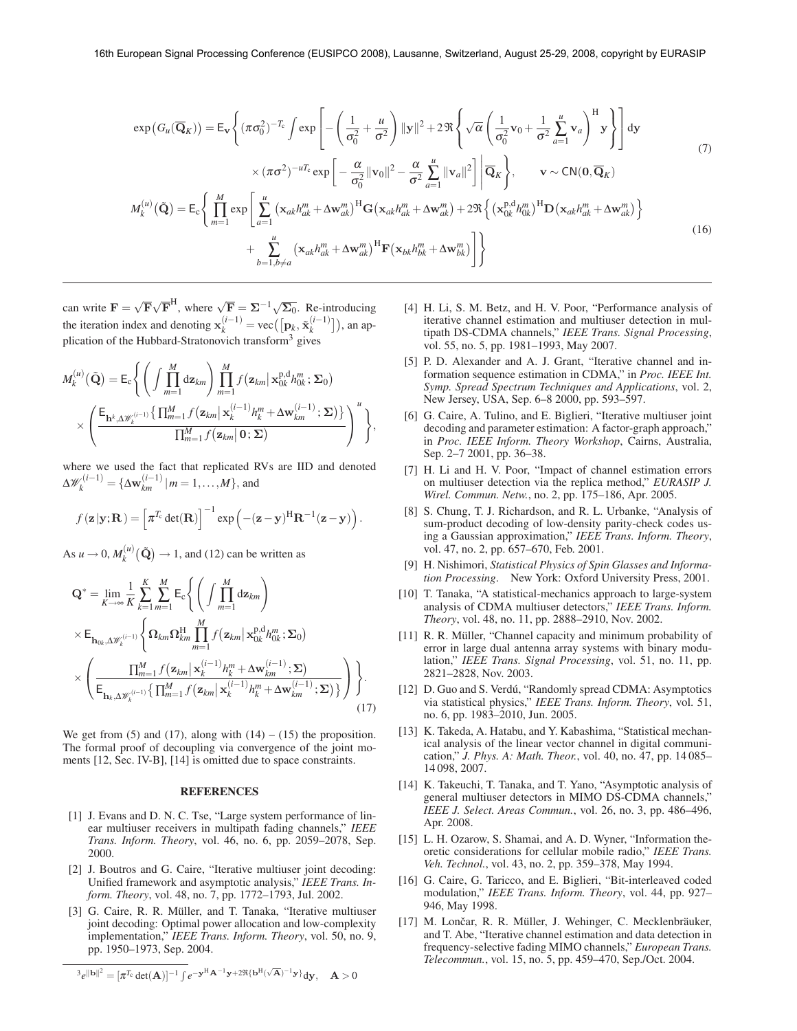$$
\exp\left(G_u(\overline{\mathbf{Q}}_K)\right) = \mathsf{E}_{\mathbf{v}}\left\{ (\pi\sigma_0^2)^{-T_c} \int \exp\left[ -\left( \frac{1}{\sigma_0^2} + \frac{u}{\sigma^2} \right) \|\mathbf{y}\|^2 + 2\Re\left\{ \sqrt{\alpha}\left( \frac{1}{\sigma_0^2}\mathbf{v}_0 + \frac{1}{\sigma^2}\sum_{a=1}^{u}\mathbf{v}_a \right)^{\mathrm{H}} \mathbf{y} \right\} \right] \mathrm{d}\mathbf{y} \right.
$$

$$
\left. \times (\pi\sigma^2)^{-uT_c} \exp\left[ -\frac{\alpha}{\sigma_0^2}\|\mathbf{v}_0\|^2 - \frac{\alpha}{\sigma^2}\sum_{a=1}^{u}\|\mathbf{v}_a\|^2 \right] \middle| \overline{\mathbf{Q}}_K \right\}, \qquad \mathbf{v} \sim \mathsf{CN}(\mathbf{0}, \overline{\mathbf{Q}}_K) \tag{7}
$$

$$
M_k^{(u)}(\tilde{\mathbf{Q}}) = \mathsf{E}_{\mathrm{c}}\left\{ \prod_{m=1}^{M} \exp\left[ \sum_{a=1}^{u} \left( \mathbf{x}_{ak}h_{ak}^m + \Delta\mathbf{w}_{ak}^m \right)^{\mathrm{H}} \mathbf{G} \left( \mathbf{x}_{ak}h_{ak}^m + \Delta\mathbf{w}_{ak}^m \right) + 2\Re\left\{ \left( \mathbf{x}_{0k}^{\mathrm{p,d}} h_{0k}^m \right)^{\mathrm{H}} \mathbf{D} \left( \mathbf{x}_{ak}h_{ak}^m + \Delta\mathbf{w}_{ak}^m \right) \right\} \right.\right.
$$

$$
\left.\left. + \sum_{b=1, b\neq a}^{u} \left( \mathbf{x}_{ak}h_{ak}^m + \Delta\mathbf{w}_{ak}^m \right)^{\mathrm{H}} \mathbf{F} \left( \mathbf{x}_{bk}h_{bk}^m + \Delta\mathbf{w}_{bk}^m \right) \right] \right\} \tag{16}
$$

can write $\mathbf{F} = \sqrt{\mathbf{F}}\sqrt{\mathbf{F}}^{\mathrm{H}}$, where $\sqrt{\mathbf{F}} = \boldsymbol{\Sigma}^{-1}\sqrt{\boldsymbol{\Sigma}_0}$. Re-introducing the iteration index and denoting $\mathbf{x}_k^{(i-1)} = \mathrm{vec}\left(\left[\mathbf{p}_k, \tilde{\mathbf{x}}_k^{(i-1)}\right]\right)$, an application of the Hubbard-Stratonovich transform[3] gives

$$
M_k^{(u)}(\tilde{\mathbf{Q}}) = \mathsf{E}_{\mathrm{c}}\left\{ \left( \int \prod_{m=1}^{M} \mathrm{d}\mathbf{z}_{km} \right) \prod_{m=1}^{M} f\left(\mathbf{z}_{km} \middle| \mathbf{x}_{0k}^{\mathrm{p,d}} h_{0k}^m ; \boldsymbol{\Sigma}_0\right) \times \left( \frac{\mathsf{E}_{\mathbf{h}^k, \Delta\mathscr{W}_k^{(i-1)}}\left\{ \prod_{m=1}^{M} f\left(\mathbf{z}_{km} \middle| \mathbf{x}_k^{(i-1)} h_k^m + \Delta\mathbf{w}_{km}^{(i-1)} ; \boldsymbol{\Sigma}\right) \right\}}{\prod_{m=1}^{M} f\left(\mathbf{z}_{km} \middle| \mathbf{0} ; \boldsymbol{\Sigma}\right)} \right)^u \right\},
$$

where we used the fact that replicated RVs are IID and denoted $\Delta\mathscr{W}_k^{(i-1)} = \{\Delta\mathbf{w}_{km}^{(i-1)} \,|\, m = 1, \ldots, M\}$, and

$$
f(\mathbf{z}|\mathbf{y};\mathbf{R}) = \left[\pi^{T_c}\det(\mathbf{R})\right]^{-1} \exp\left( -(\mathbf{z}-\mathbf{y})^{\mathrm{H}}\mathbf{R}^{-1}(\mathbf{z}-\mathbf{y}) \right).
$$

As $u \to 0$, $M_k^{(u)}(\tilde{\mathbf{Q}}) \to 1$, and (12) can be written as

$$
\mathbf{Q}^* = \lim_{K\to\infty} \frac{1}{K} \sum_{k=1}^{K} \sum_{m=1}^{M} \mathsf{E}_{\mathrm{c}}\left\{ \left( \int \prod_{m=1}^{M} \mathrm{d}\mathbf{z}_{km} \right) \times \mathsf{E}_{\mathbf{h}_{0k}, \Delta\mathscr{W}_k^{(i-1)}}\left\{ \boldsymbol{\Omega}_{km}\boldsymbol{\Omega}_{km}^{\mathrm{H}} \prod_{m=1}^{M} f\left(\mathbf{z}_{km} \middle| \mathbf{x}_{0k}^{\mathrm{p,d}} h_{0k}^m ; \boldsymbol{\Sigma}_0\right) \times \left( \frac{\prod_{m=1}^{M} f\left(\mathbf{z}_{km} \middle| \mathbf{x}_k^{(i-1)} h_k^m + \Delta\mathbf{w}_{km}^{(i-1)} ; \boldsymbol{\Sigma}\right)}{\mathsf{E}_{\mathbf{h}_k, \Delta\mathscr{W}_k^{(i-1)}}\left\{ \prod_{m=1}^{M} f\left(\mathbf{z}_{km} \middle| \mathbf{x}_k^{(i-1)} h_k^m + \Delta\mathbf{w}_{km}^{(i-1)} ; \boldsymbol{\Sigma}\right) \right\}} \right) \right\} \right\}. \tag{17}
$$

We get from (5) and (17), along with (14) – (15) the proposition. The formal proof of decoupling via convergence of the joint moments [12, Sec. IV-B], [14] is omitted due to space constraints.

[3] $e^{\|\mathbf{b}\|^2} = [\pi^{T_c}\det(\mathbf{A})]^{-1} \int e^{-\mathbf{y}^{\mathrm{H}}\mathbf{A}^{-1}\mathbf{y} + 2\Re\{\mathbf{b}^{\mathrm{H}}(\sqrt{\mathbf{A}})^{-1}\mathbf{y}\}} \mathrm{d}\mathbf{y}, \quad \mathbf{A} > 0$

## REFERENCES

[1] J. Evans and D. N. C. Tse, "Large system performance of linear multiuser receivers in multipath fading channels," *IEEE Trans. Inform. Theory*, vol. 46, no. 6, pp. 2059–2078, Sep. 2000.

[2] J. Boutros and G. Caire, "Iterative multiuser joint decoding: Unified framework and asymptotic analysis," *IEEE Trans. Inform. Theory*, vol. 48, no. 7, pp. 1772–1793, Jul. 2002.

[3] G. Caire, R. R. Müller, and T. Tanaka, "Iterative multiuser joint decoding: Optimal power allocation and low-complexity implementation," *IEEE Trans. Inform. Theory*, vol. 50, no. 9, pp. 1950–1973, Sep. 2004.

[4] H. Li, S. M. Betz, and H. V. Poor, "Performance analysis of iterative channel estimation and multiuser detection in multipath DS-CDMA channels," *IEEE Trans. Signal Processing*, vol. 55, no. 5, pp. 1981–1993, May 2007.

[5] P. D. Alexander and A. J. Grant, "Iterative channel and information sequence estimation in CDMA," in *Proc. IEEE Int. Symp. Spread Spectrum Techniques and Applications*, vol. 2, New Jersey, USA, Sep. 6–8 2000, pp. 593–597.

[6] G. Caire, A. Tulino, and E. Biglieri, "Iterative multiuser joint decoding and parameter estimation: A factor-graph approach," in *Proc. IEEE Inform. Theory Workshop*, Cairns, Australia, Sep. 2–7 2001, pp. 36–38.

[7] H. Li and H. V. Poor, "Impact of channel estimation errors on multiuser detection via the replica method," *EURASIP J. Wirel. Commun. Netw.*, no. 2, pp. 175–186, Apr. 2005.

[8] S. Chung, T. J. Richardson, and R. L. Urbanke, "Analysis of sum-product decoding of low-density parity-check codes using a Gaussian approximation," *IEEE Trans. Inform. Theory*, vol. 47, no. 2, pp. 657–670, Feb. 2001.

[9] H. Nishimori, *Statistical Physics of Spin Glasses and Information Processing*. New York: Oxford University Press, 2001.

[10] T. Tanaka, "A statistical-mechanics approach to large-system analysis of CDMA multiuser detectors," *IEEE Trans. Inform. Theory*, vol. 48, no. 11, pp. 2888–2910, Nov. 2002.

[11] R. R. Müller, "Channel capacity and minimum probability of error in large dual antenna array systems with binary modulation," *IEEE Trans. Signal Processing*, vol. 51, no. 11, pp. 2821–2828, Nov. 2003.

[12] D. Guo and S. Verdú, "Randomly spread CDMA: Asymptotics via statistical physics," *IEEE Trans. Inform. Theory*, vol. 51, no. 6, pp. 1983–2010, Jun. 2005.

[13] K. Takeda, A. Hatabu, and Y. Kabashima, "Statistical mechanical analysis of the linear vector channel in digital communication," *J. Phys. A: Math. Theor.*, vol. 40, no. 47, pp. 14 085–14 098, 2007.

[14] K. Takeuchi, T. Tanaka, and T. Yano, "Asymptotic analysis of general multiuser detectors in MIMO DS-CDMA channels," *IEEE J. Select. Areas Commun.*, vol. 26, no. 3, pp. 486–496, Apr. 2008.

[15] L. H. Ozarow, S. Shamai, and A. D. Wyner, "Information theoretic considerations for cellular mobile radio," *IEEE Trans. Veh. Technol.*, vol. 43, no. 2, pp. 359–378, May 1994.

[16] G. Caire, G. Taricco, and E. Biglieri, "Bit-interleaved coded modulation," *IEEE Trans. Inform. Theory*, vol. 44, pp. 927–946, May 1998.

[17] M. Lončar, R. R. Müller, J. Wehinger, C. Mecklenbräuker, and T. Abe, "Iterative channel estimation and data detection in frequency-selective fading MIMO channels," *European Trans. Telecommun.*, vol. 15, no. 5, pp. 459–470, Sep./Oct. 2004.